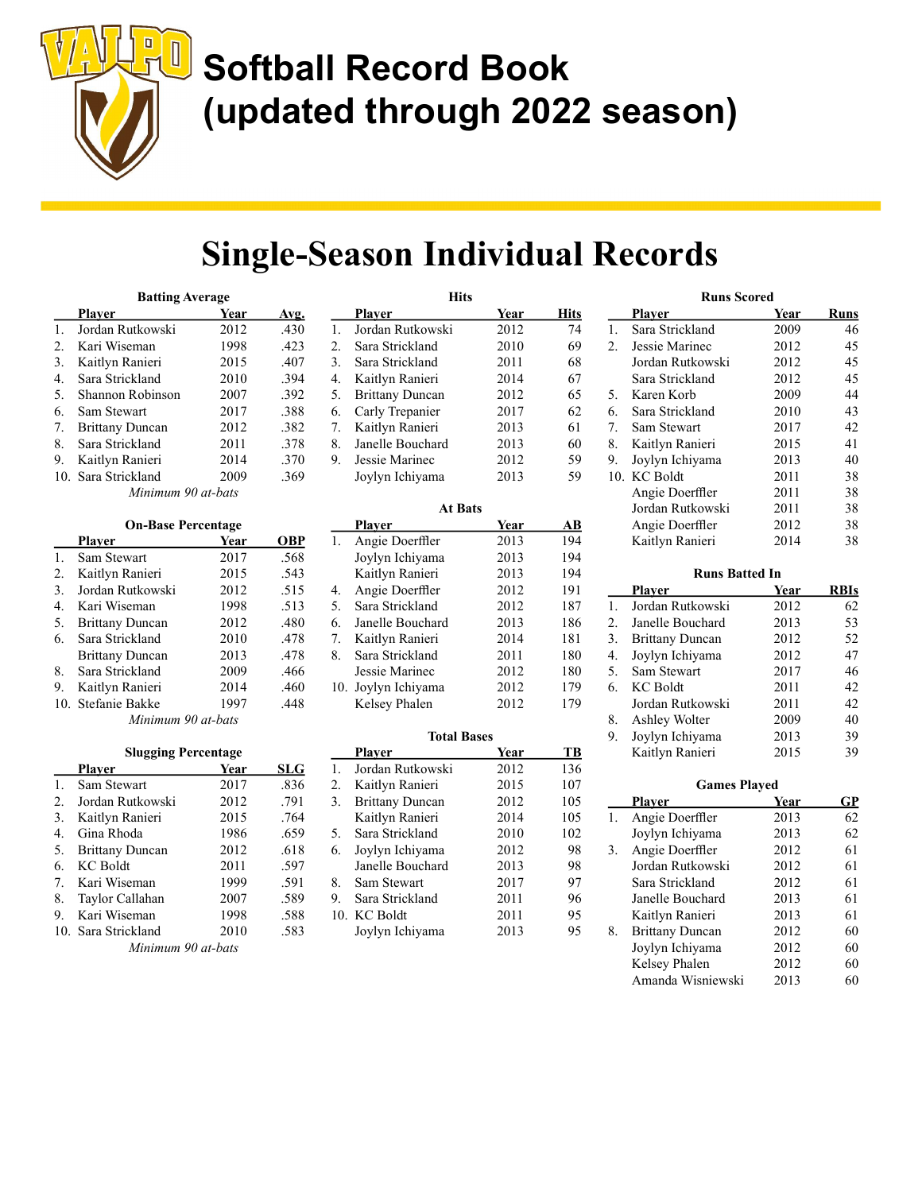# Softball Record Book (updated through 2022 season)

## Single-Season Individual Records

### Batting Average

| | Player | Year | Avg. |
|---|---|---|---|
| 1. | Jordan Rutkowski | 2012 | .430 |
| 2. | Kari Wiseman | 1998 | .423 |
| 3. | Kaitlyn Ranieri | 2015 | .407 |
| 4. | Sara Strickland | 2010 | .394 |
| 5. | Shannon Robinson | 2007 | .392 |
| 6. | Sam Stewart | 2017 | .388 |
| 7. | Brittany Duncan | 2012 | .382 |
| 8. | Sara Strickland | 2011 | .378 |
| 9. | Kaitlyn Ranieri | 2014 | .370 |
| 10. | Sara Strickland | 2009 | .369 |

*Minimum 90 at-bats*

### On-Base Percentage

| | Player | Year | OBP |
|---|---|---|---|
| 1. | Sam Stewart | 2017 | .568 |
| 2. | Kaitlyn Ranieri | 2015 | .543 |
| 3. | Jordan Rutkowski | 2012 | .515 |
| 4. | Kari Wiseman | 1998 | .513 |
| 5. | Brittany Duncan | 2012 | .480 |
| 6. | Sara Strickland | 2010 | .478 |
| | Brittany Duncan | 2013 | .478 |
| 8. | Sara Strickland | 2009 | .466 |
| 9. | Kaitlyn Ranieri | 2014 | .460 |
| 10. | Stefanie Bakke | 1997 | .448 |

*Minimum 90 at-bats*

### Slugging Percentage

| | Player | Year | SLG |
|---|---|---|---|
| 1. | Sam Stewart | 2017 | .836 |
| 2. | Jordan Rutkowski | 2012 | .791 |
| 3. | Kaitlyn Ranieri | 2015 | .764 |
| 4. | Gina Rhoda | 1986 | .659 |
| 5. | Brittany Duncan | 2012 | .618 |
| 6. | KC Boldt | 2011 | .597 |
| 7. | Kari Wiseman | 1999 | .591 |
| 8. | Taylor Callahan | 2007 | .589 |
| 9. | Kari Wiseman | 1998 | .588 |
| 10. | Sara Strickland | 2010 | .583 |

*Minimum 90 at-bats*

### Hits

| | Player | Year | Hits |
|---|---|---|---|
| 1. | Jordan Rutkowski | 2012 | 74 |
| 2. | Sara Strickland | 2010 | 69 |
| 3. | Sara Strickland | 2011 | 68 |
| 4. | Kaitlyn Ranieri | 2014 | 67 |
| 5. | Brittany Duncan | 2012 | 65 |
| 6. | Carly Trepanier | 2017 | 62 |
| 7. | Kaitlyn Ranieri | 2013 | 61 |
| 8. | Janelle Bouchard | 2013 | 60 |
| 9. | Jessie Marinec | 2012 | 59 |
| | Joylyn Ichiyama | 2013 | 59 |

### At Bats

| | Player | Year | AB |
|---|---|---|---|
| 1. | Angie Doerffler | 2013 | 194 |
| | Joylyn Ichiyama | 2013 | 194 |
| | Kaitlyn Ranieri | 2013 | 194 |
| 4. | Angie Doerffler | 2012 | 191 |
| 5. | Sara Strickland | 2012 | 187 |
| 6. | Janelle Bouchard | 2013 | 186 |
| 7. | Kaitlyn Ranieri | 2014 | 181 |
| 8. | Sara Strickland | 2011 | 180 |
| | Jessie Marinec | 2012 | 180 |
| 10. | Joylyn Ichiyama | 2012 | 179 |
| | Kelsey Phalen | 2012 | 179 |

### Total Bases

| | Player | Year | TB |
|---|---|---|---|
| 1. | Jordan Rutkowski | 2012 | 136 |
| 2. | Kaitlyn Ranieri | 2015 | 107 |
| 3. | Brittany Duncan | 2012 | 105 |
| | Kaitlyn Ranieri | 2014 | 105 |
| 5. | Sara Strickland | 2010 | 102 |
| 6. | Joylyn Ichiyama | 2012 | 98 |
| | Janelle Bouchard | 2013 | 98 |
| 8. | Sam Stewart | 2017 | 97 |
| 9. | Sara Strickland | 2011 | 96 |
| 10. | KC Boldt | 2011 | 95 |
| | Joylyn Ichiyama | 2013 | 95 |

### Runs Scored

| | Player | Year | Runs |
|---|---|---|---|
| 1. | Sara Strickland | 2009 | 46 |
| 2. | Jessie Marinec | 2012 | 45 |
| | Jordan Rutkowski | 2012 | 45 |
| | Sara Strickland | 2012 | 45 |
| 5. | Karen Korb | 2009 | 44 |
| 6. | Sara Strickland | 2010 | 43 |
| 7. | Sam Stewart | 2017 | 42 |
| 8. | Kaitlyn Ranieri | 2015 | 41 |
| 9. | Joylyn Ichiyama | 2013 | 40 |
| 10. | KC Boldt | 2011 | 38 |
| | Angie Doerffler | 2011 | 38 |
| | Jordan Rutkowski | 2011 | 38 |
| | Angie Doerffler | 2012 | 38 |
| | Kaitlyn Ranieri | 2014 | 38 |

### Runs Batted In

| | Player | Year | RBIs |
|---|---|---|---|
| 1. | Jordan Rutkowski | 2012 | 62 |
| 2. | Janelle Bouchard | 2013 | 53 |
| 3. | Brittany Duncan | 2012 | 52 |
| 4. | Joylyn Ichiyama | 2012 | 47 |
| 5. | Sam Stewart | 2017 | 46 |
| 6. | KC Boldt | 2011 | 42 |
| | Jordan Rutkowski | 2011 | 42 |
| 8. | Ashley Wolter | 2009 | 40 |
| 9. | Joylyn Ichiyama | 2013 | 39 |
| | Kaitlyn Ranieri | 2015 | 39 |

### Games Played

| | Player | Year | GP |
|---|---|---|---|
| 1. | Angie Doerffler | 2013 | 62 |
| | Joylyn Ichiyama | 2013 | 62 |
| 3. | Angie Doerffler | 2012 | 61 |
| | Jordan Rutkowski | 2012 | 61 |
| | Sara Strickland | 2012 | 61 |
| | Janelle Bouchard | 2013 | 61 |
| | Kaitlyn Ranieri | 2013 | 61 |
| 8. | Brittany Duncan | 2012 | 60 |
| | Joylyn Ichiyama | 2012 | 60 |
| | Kelsey Phalen | 2012 | 60 |
| | Amanda Wisniewski | 2013 | 60 |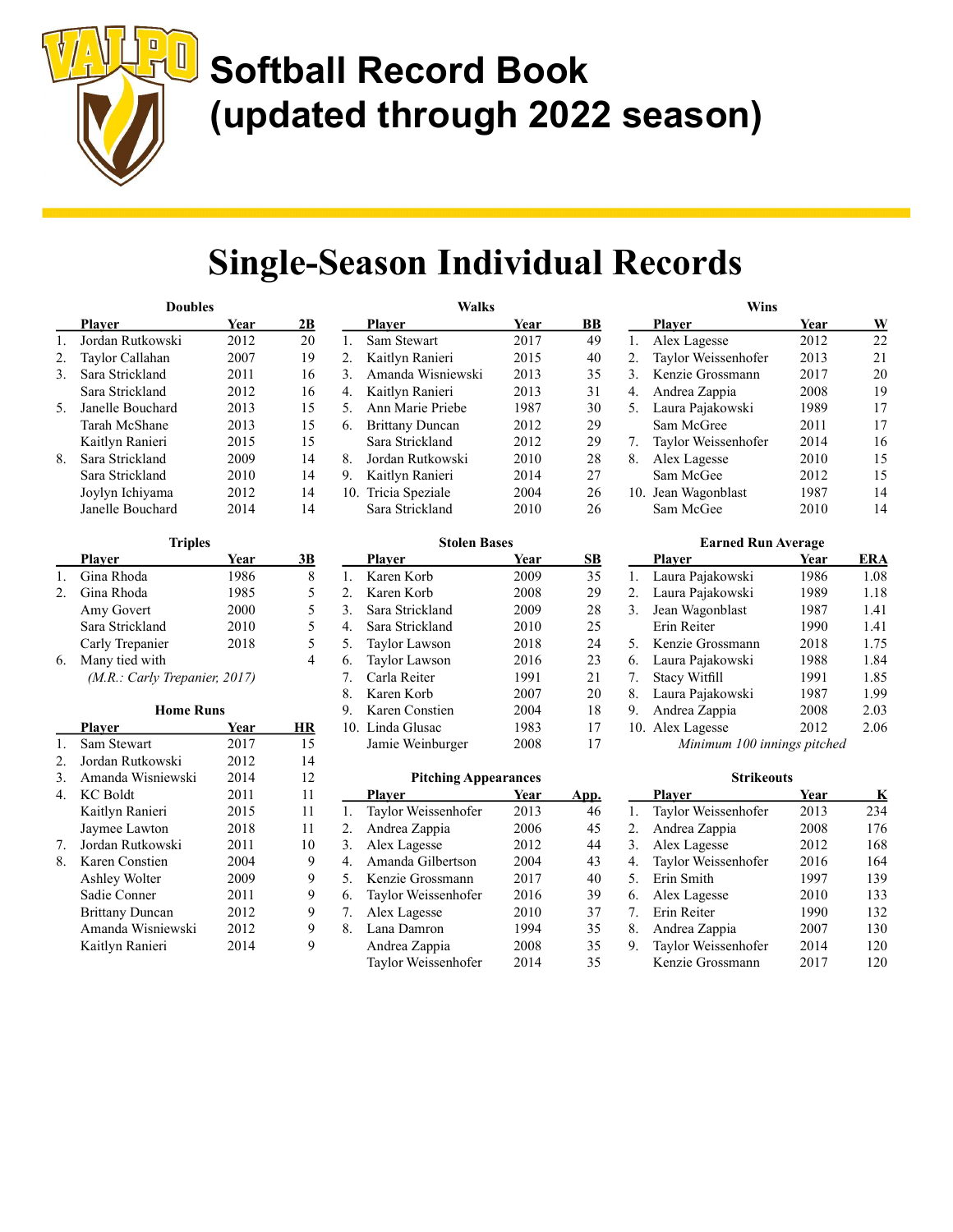# Softball Record Book (updated through 2022 season)

## Single-Season Individual Records

### Doubles

| | Player | Year | 2B |
|---|---|---|---|
| 1. | Jordan Rutkowski | 2012 | 20 |
| 2. | Taylor Callahan | 2007 | 19 |
| 3. | Sara Strickland | 2011 | 16 |
| | Sara Strickland | 2012 | 16 |
| 5. | Janelle Bouchard | 2013 | 15 |
| | Tarah McShane | 2013 | 15 |
| | Kaitlyn Ranieri | 2015 | 15 |
| 8. | Sara Strickland | 2009 | 14 |
| | Sara Strickland | 2010 | 14 |
| | Joylyn Ichiyama | 2012 | 14 |
| | Janelle Bouchard | 2014 | 14 |

### Triples

| | Player | Year | 3B |
|---|---|---|---|
| 1. | Gina Rhoda | 1986 | 8 |
| 2. | Gina Rhoda | 1985 | 5 |
| | Amy Govert | 2000 | 5 |
| | Sara Strickland | 2010 | 5 |
| | Carly Trepanier | 2018 | 5 |
| 6. | Many tied with | | 4 |
| | *(M.R.: Carly Trepanier, 2017)* | | |

### Home Runs

| | Player | Year | HR |
|---|---|---|---|
| 1. | Sam Stewart | 2017 | 15 |
| 2. | Jordan Rutkowski | 2012 | 14 |
| 3. | Amanda Wisniewski | 2014 | 12 |
| 4. | KC Boldt | 2011 | 11 |
| | Kaitlyn Ranieri | 2015 | 11 |
| | Jaymee Lawton | 2018 | 11 |
| 7. | Jordan Rutkowski | 2011 | 10 |
| 8. | Karen Constien | 2004 | 9 |
| | Ashley Wolter | 2009 | 9 |
| | Sadie Conner | 2011 | 9 |
| | Brittany Duncan | 2012 | 9 |
| | Amanda Wisniewski | 2012 | 9 |
| | Kaitlyn Ranieri | 2014 | 9 |

### Walks

| | Player | Year | BB |
|---|---|---|---|
| 1. | Sam Stewart | 2017 | 49 |
| 2. | Kaitlyn Ranieri | 2015 | 40 |
| 3. | Amanda Wisniewski | 2013 | 35 |
| 4. | Kaitlyn Ranieri | 2013 | 31 |
| 5. | Ann Marie Priebe | 1987 | 30 |
| 6. | Brittany Duncan | 2012 | 29 |
| | Sara Strickland | 2012 | 29 |
| 8. | Jordan Rutkowski | 2010 | 28 |
| 9. | Kaitlyn Ranieri | 2014 | 27 |
| 10. | Tricia Speziale | 2004 | 26 |
| | Sara Strickland | 2010 | 26 |

### Stolen Bases

| | Player | Year | SB |
|---|---|---|---|
| 1. | Karen Korb | 2009 | 35 |
| 2. | Karen Korb | 2008 | 29 |
| 3. | Sara Strickland | 2009 | 28 |
| 4. | Sara Strickland | 2010 | 25 |
| 5. | Taylor Lawson | 2018 | 24 |
| 6. | Taylor Lawson | 2016 | 23 |
| 7. | Carla Reiter | 1991 | 21 |
| 8. | Karen Korb | 2007 | 20 |
| 9. | Karen Constien | 2004 | 18 |
| 10. | Linda Glusac | 1983 | 17 |
| | Jamie Weinburger | 2008 | 17 |

### Pitching Appearances

| | Player | Year | App. |
|---|---|---|---|
| 1. | Taylor Weissenhofer | 2013 | 46 |
| 2. | Andrea Zappia | 2006 | 45 |
| 3. | Alex Lagesse | 2012 | 44 |
| 4. | Amanda Gilbertson | 2004 | 43 |
| 5. | Kenzie Grossmann | 2017 | 40 |
| 6. | Taylor Weissenhofer | 2016 | 39 |
| 7. | Alex Lagesse | 2010 | 37 |
| 8. | Lana Damron | 1994 | 35 |
| | Andrea Zappia | 2008 | 35 |
| | Taylor Weissenhofer | 2014 | 35 |

### Wins

| | Player | Year | W |
|---|---|---|---|
| 1. | Alex Lagesse | 2012 | 22 |
| 2. | Taylor Weissenhofer | 2013 | 21 |
| 3. | Kenzie Grossmann | 2017 | 20 |
| 4. | Andrea Zappia | 2008 | 19 |
| 5. | Laura Pajakowski | 1989 | 17 |
| | Sam McGree | 2011 | 17 |
| 7. | Taylor Weissenhofer | 2014 | 16 |
| 8. | Alex Lagesse | 2010 | 15 |
| | Sam McGee | 2012 | 15 |
| 10. | Jean Wagonblast | 1987 | 14 |
| | Sam McGee | 2010 | 14 |

### Earned Run Average

| | Player | Year | ERA |
|---|---|---|---|
| 1. | Laura Pajakowski | 1986 | 1.08 |
| 2. | Laura Pajakowski | 1989 | 1.18 |
| 3. | Jean Wagonblast | 1987 | 1.41 |
| | Erin Reiter | 1990 | 1.41 |
| 5. | Kenzie Grossmann | 2018 | 1.75 |
| 6. | Laura Pajakowski | 1988 | 1.84 |
| 7. | Stacy Witfill | 1991 | 1.85 |
| 8. | Laura Pajakowski | 1987 | 1.99 |
| 9. | Andrea Zappia | 2008 | 2.03 |
| 10. | Alex Lagesse | 2012 | 2.06 |

*Minimum 100 innings pitched*

### Strikeouts

| | Player | Year | K |
|---|---|---|---|
| 1. | Taylor Weissenhofer | 2013 | 234 |
| 2. | Andrea Zappia | 2008 | 176 |
| 3. | Alex Lagesse | 2012 | 168 |
| 4. | Taylor Weissenhofer | 2016 | 164 |
| 5. | Erin Smith | 1997 | 139 |
| 6. | Alex Lagesse | 2010 | 133 |
| 7. | Erin Reiter | 1990 | 132 |
| 8. | Andrea Zappia | 2007 | 130 |
| 9. | Taylor Weissenhofer | 2014 | 120 |
| | Kenzie Grossmann | 2017 | 120 |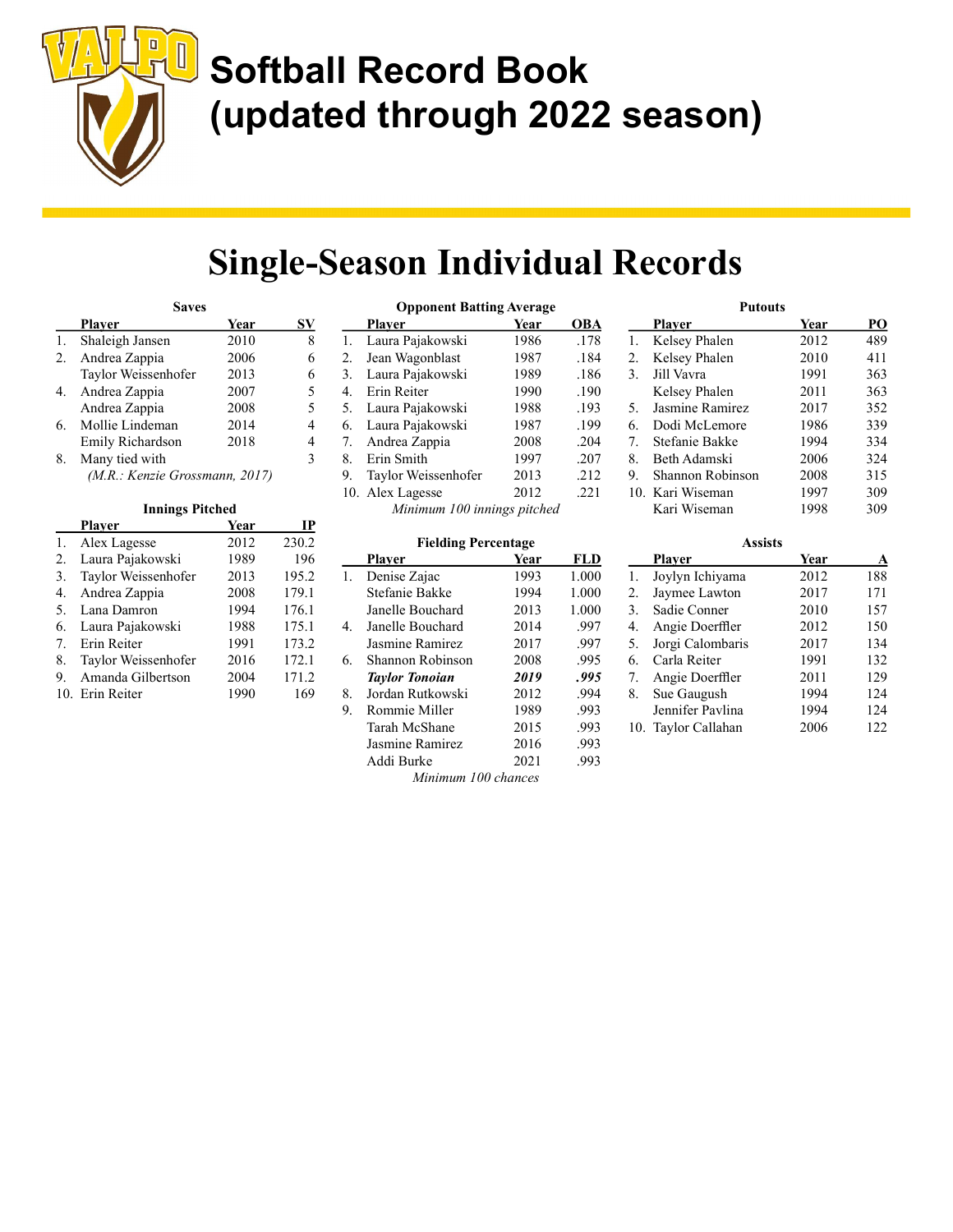# Softball Record Book (updated through 2022 season)

## Single-Season Individual Records

### Saves

| | Player | Year | SV |
|---|---|---|---|
| 1. | Shaleigh Jansen | 2010 | 8 |
| 2. | Andrea Zappia | 2006 | 6 |
| | Taylor Weissenhofer | 2013 | 6 |
| 4. | Andrea Zappia | 2007 | 5 |
| | Andrea Zappia | 2008 | 5 |
| 6. | Mollie Lindeman | 2014 | 4 |
| | Emily Richardson | 2018 | 4 |
| 8. | Many tied with | | 3 |

*(M.R.: Kenzie Grossmann, 2017)*

### Innings Pitched

| | Player | Year | IP |
|---|---|---|---|
| 1. | Alex Lagesse | 2012 | 230.2 |
| 2. | Laura Pajakowski | 1989 | 196 |
| 3. | Taylor Weissenhofer | 2013 | 195.2 |
| 4. | Andrea Zappia | 2008 | 179.1 |
| 5. | Lana Damron | 1994 | 176.1 |
| 6. | Laura Pajakowski | 1988 | 175.1 |
| 7. | Erin Reiter | 1991 | 173.2 |
| 8. | Taylor Weissenhofer | 2016 | 172.1 |
| 9. | Amanda Gilbertson | 2004 | 171.2 |
| 10. | Erin Reiter | 1990 | 169 |

### Opponent Batting Average

| | Player | Year | OBA |
|---|---|---|---|
| 1. | Laura Pajakowski | 1986 | .178 |
| 2. | Jean Wagonblast | 1987 | .184 |
| 3. | Laura Pajakowski | 1989 | .186 |
| 4. | Erin Reiter | 1990 | .190 |
| 5. | Laura Pajakowski | 1988 | .193 |
| 6. | Laura Pajakowski | 1987 | .199 |
| 7. | Andrea Zappia | 2008 | .204 |
| 8. | Erin Smith | 1997 | .207 |
| 9. | Taylor Weissenhofer | 2013 | .212 |
| 10. | Alex Lagesse | 2012 | .221 |

*Minimum 100 innings pitched*

### Fielding Percentage

| | Player | Year | FLD |
|---|---|---|---|
| 1. | Denise Zajac | 1993 | 1.000 |
| | Stefanie Bakke | 1994 | 1.000 |
| | Janelle Bouchard | 2013 | 1.000 |
| 4. | Janelle Bouchard | 2014 | .997 |
| | Jasmine Ramirez | 2017 | .997 |
| 6. | Shannon Robinson | 2008 | .995 |
| | ***Taylor Tonoian*** | ***2019*** | ***.995*** |
| 8. | Jordan Rutkowski | 2012 | .994 |
| 9. | Rommie Miller | 1989 | .993 |
| | Tarah McShane | 2015 | .993 |
| | Jasmine Ramirez | 2016 | .993 |
| | Addi Burke | 2021 | .993 |

*Minimum 100 chances*

### Putouts

| | Player | Year | PO |
|---|---|---|---|
| 1. | Kelsey Phalen | 2012 | 489 |
| 2. | Kelsey Phalen | 2010 | 411 |
| 3. | Jill Vavra | 1991 | 363 |
| | Kelsey Phalen | 2011 | 363 |
| 5. | Jasmine Ramirez | 2017 | 352 |
| 6. | Dodi McLemore | 1986 | 339 |
| 7. | Stefanie Bakke | 1994 | 334 |
| 8. | Beth Adamski | 2006 | 324 |
| 9. | Shannon Robinson | 2008 | 315 |
| 10. | Kari Wiseman | 1997 | 309 |
| | Kari Wiseman | 1998 | 309 |

### Assists

| | Player | Year | A |
|---|---|---|---|
| 1. | Joylyn Ichiyama | 2012 | 188 |
| 2. | Jaymee Lawton | 2017 | 171 |
| 3. | Sadie Conner | 2010 | 157 |
| 4. | Angie Doerffler | 2012 | 150 |
| 5. | Jorgi Calombaris | 2017 | 134 |
| 6. | Carla Reiter | 1991 | 132 |
| 7. | Angie Doerffler | 2011 | 129 |
| 8. | Sue Gaugush | 1994 | 124 |
| | Jennifer Pavlina | 1994 | 124 |
| 10. | Taylor Callahan | 2006 | 122 |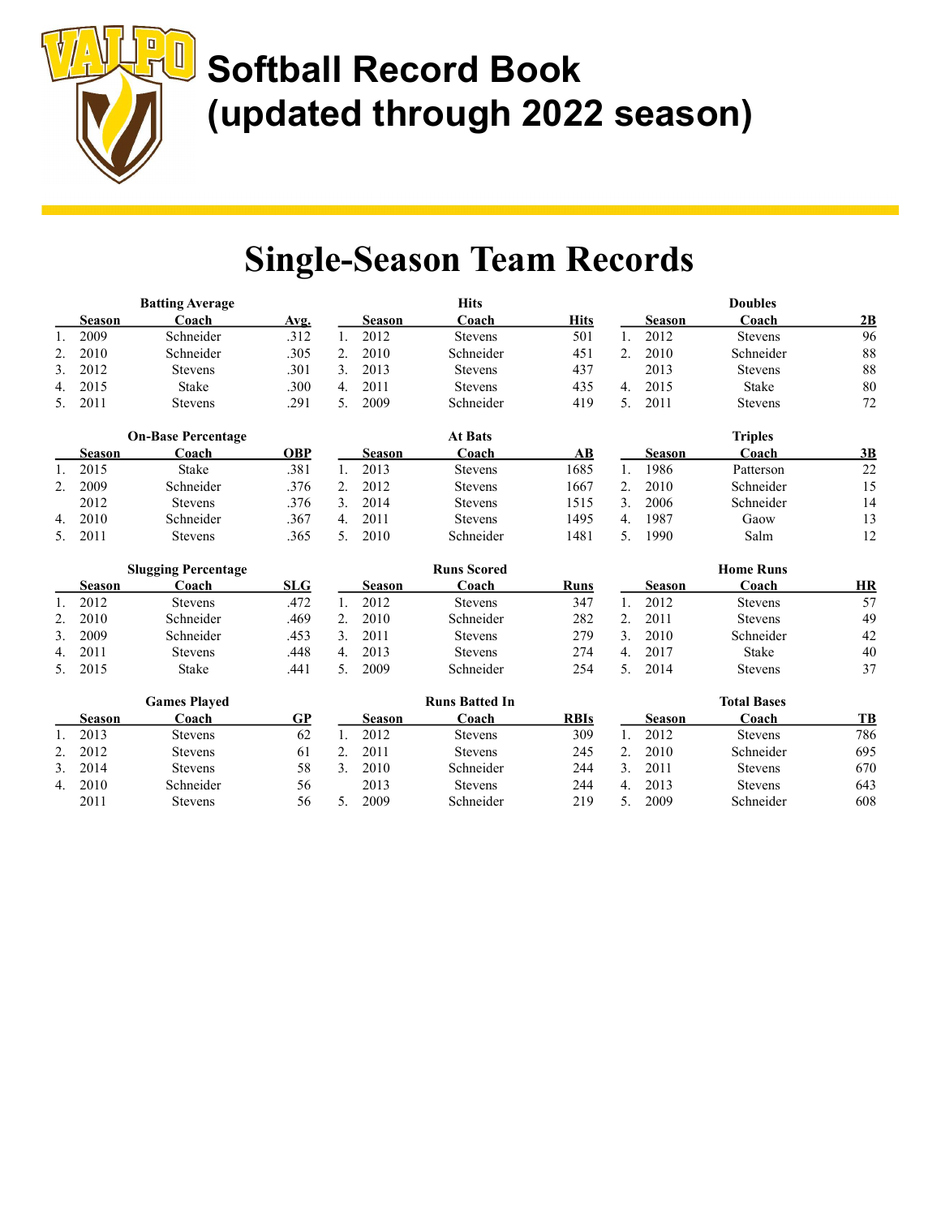# Softball Record Book (updated through 2022 season)

## Single-Season Team Records

### Batting Average

| | Season | Coach | Avg. |
|---|---|---|---|
| 1. | 2009 | Schneider | .312 |
| 2. | 2010 | Schneider | .305 |
| 3. | 2012 | Stevens | .301 |
| 4. | 2015 | Stake | .300 |
| 5. | 2011 | Stevens | .291 |

### Hits

| | Season | Coach | Hits |
|---|---|---|---|
| 1. | 2012 | Stevens | 501 |
| 2. | 2010 | Schneider | 451 |
| 3. | 2013 | Stevens | 437 |
| 4. | 2011 | Stevens | 435 |
| 5. | 2009 | Schneider | 419 |

### Doubles

| | Season | Coach | 2B |
|---|---|---|---|
| 1. | 2012 | Stevens | 96 |
| 2. | 2010 | Schneider | 88 |
| | 2013 | Stevens | 88 |
| 4. | 2015 | Stake | 80 |
| 5. | 2011 | Stevens | 72 |

### On-Base Percentage

| | Season | Coach | OBP |
|---|---|---|---|
| 1. | 2015 | Stake | .381 |
| 2. | 2009 | Schneider | .376 |
| | 2012 | Stevens | .376 |
| 4. | 2010 | Schneider | .367 |
| 5. | 2011 | Stevens | .365 |

### At Bats

| | Season | Coach | AB |
|---|---|---|---|
| 1. | 2013 | Stevens | 1685 |
| 2. | 2012 | Stevens | 1667 |
| 3. | 2014 | Stevens | 1515 |
| 4. | 2011 | Stevens | 1495 |
| 5. | 2010 | Schneider | 1481 |

### Triples

| | Season | Coach | 3B |
|---|---|---|---|
| 1. | 1986 | Patterson | 22 |
| 2. | 2010 | Schneider | 15 |
| 3. | 2006 | Schneider | 14 |
| 4. | 1987 | Gaow | 13 |
| 5. | 1990 | Salm | 12 |

### Slugging Percentage

| | Season | Coach | SLG |
|---|---|---|---|
| 1. | 2012 | Stevens | .472 |
| 2. | 2010 | Schneider | .469 |
| 3. | 2009 | Schneider | .453 |
| 4. | 2011 | Stevens | .448 |
| 5. | 2015 | Stake | .441 |

### Runs Scored

| | Season | Coach | Runs |
|---|---|---|---|
| 1. | 2012 | Stevens | 347 |
| 2. | 2010 | Schneider | 282 |
| 3. | 2011 | Stevens | 279 |
| 4. | 2013 | Stevens | 274 |
| 5. | 2009 | Schneider | 254 |

### Home Runs

| | Season | Coach | HR |
|---|---|---|---|
| 1. | 2012 | Stevens | 57 |
| 2. | 2011 | Stevens | 49 |
| 3. | 2010 | Schneider | 42 |
| 4. | 2017 | Stake | 40 |
| 5. | 2014 | Stevens | 37 |

### Games Played

| | Season | Coach | GP |
|---|---|---|---|
| 1. | 2013 | Stevens | 62 |
| 2. | 2012 | Stevens | 61 |
| 3. | 2014 | Stevens | 58 |
| 4. | 2010 | Schneider | 56 |
| | 2011 | Stevens | 56 |

### Runs Batted In

| | Season | Coach | RBIs |
|---|---|---|---|
| 1. | 2012 | Stevens | 309 |
| 2. | 2011 | Stevens | 245 |
| 3. | 2010 | Schneider | 244 |
| | 2013 | Stevens | 244 |
| 5. | 2009 | Schneider | 219 |

### Total Bases

| | Season | Coach | TB |
|---|---|---|---|
| 1. | 2012 | Stevens | 786 |
| 2. | 2010 | Schneider | 695 |
| 3. | 2011 | Stevens | 670 |
| 4. | 2013 | Stevens | 643 |
| 5. | 2009 | Schneider | 608 |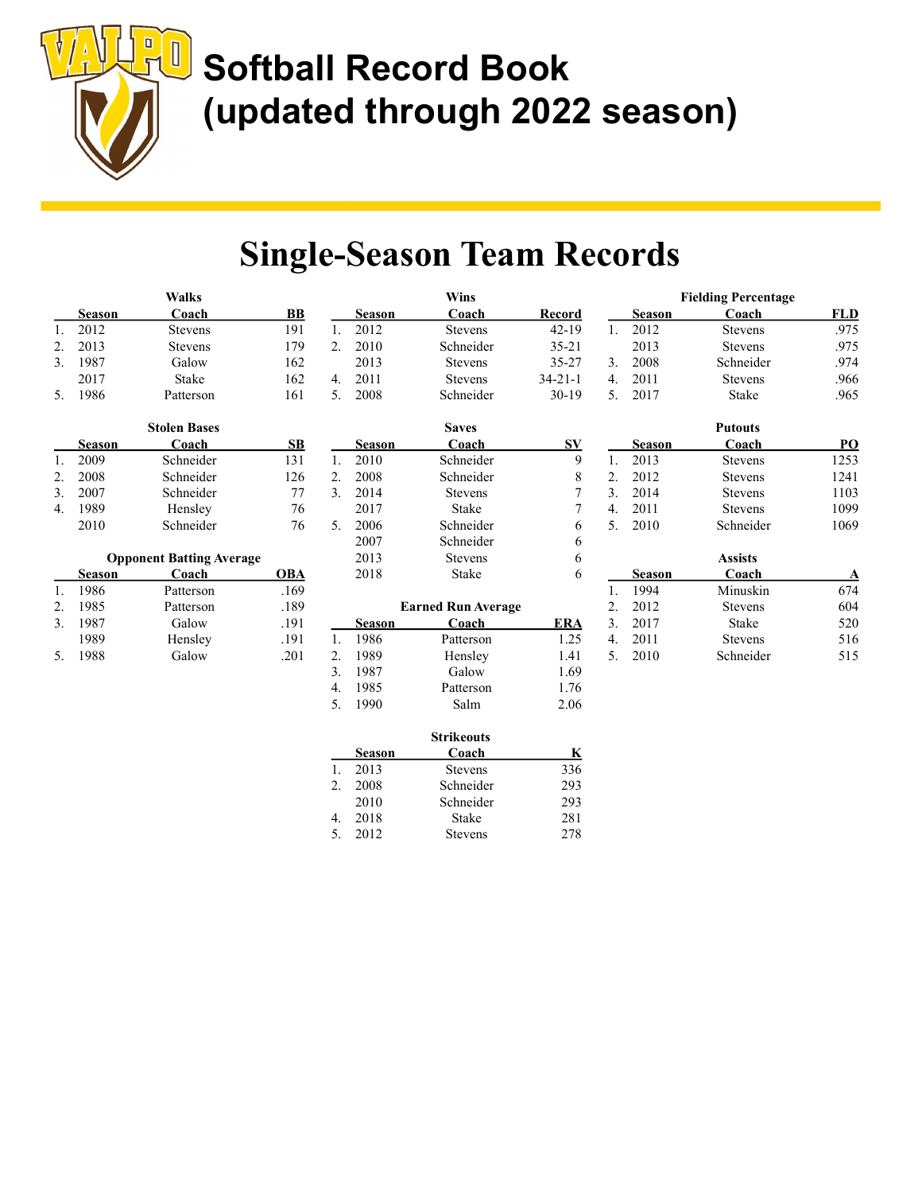# Softball Record Book (updated through 2022 season)

## Single-Season Team Records

### Walks

| | Season | Coach | BB |
|---|---|---|---|
| 1. | 2012 | Stevens | 191 |
| 2. | 2013 | Stevens | 179 |
| 3. | 1987 | Galow | 162 |
| | 2017 | Stake | 162 |
| 5. | 1986 | Patterson | 161 |

### Stolen Bases

| | Season | Coach | SB |
|---|---|---|---|
| 1. | 2009 | Schneider | 131 |
| 2. | 2008 | Schneider | 126 |
| 3. | 2007 | Schneider | 77 |
| 4. | 1989 | Hensley | 76 |
| | 2010 | Schneider | 76 |

### Opponent Batting Average

| | Season | Coach | OBA |
|---|---|---|---|
| 1. | 1986 | Patterson | .169 |
| 2. | 1985 | Patterson | .189 |
| 3. | 1987 | Galow | .191 |
| | 1989 | Hensley | .191 |
| 5. | 1988 | Galow | .201 |

### Wins

| | Season | Coach | Record |
|---|---|---|---|
| 1. | 2012 | Stevens | 42-19 |
| 2. | 2010 | Schneider | 35-21 |
| | 2013 | Stevens | 35-27 |
| 4. | 2011 | Stevens | 34-21-1 |
| 5. | 2008 | Schneider | 30-19 |

### Saves

| | Season | Coach | SV |
|---|---|---|---|
| 1. | 2010 | Schneider | 9 |
| 2. | 2008 | Schneider | 8 |
| 3. | 2014 | Stevens | 7 |
| | 2017 | Stake | 7 |
| 5. | 2006 | Schneider | 6 |
| | 2007 | Schneider | 6 |
| | 2013 | Stevens | 6 |
| | 2018 | Stake | 6 |

### Earned Run Average

| | Season | Coach | ERA |
|---|---|---|---|
| 1. | 1986 | Patterson | 1.25 |
| 2. | 1989 | Hensley | 1.41 |
| 3. | 1987 | Galow | 1.69 |
| 4. | 1985 | Patterson | 1.76 |
| 5. | 1990 | Salm | 2.06 |

### Strikeouts

| | Season | Coach | K |
|---|---|---|---|
| 1. | 2013 | Stevens | 336 |
| 2. | 2008 | Schneider | 293 |
| | 2010 | Schneider | 293 |
| 4. | 2018 | Stake | 281 |
| 5. | 2012 | Stevens | 278 |

### Fielding Percentage

| | Season | Coach | FLD |
|---|---|---|---|
| 1. | 2012 | Stevens | .975 |
| | 2013 | Stevens | .975 |
| 3. | 2008 | Schneider | .974 |
| 4. | 2011 | Stevens | .966 |
| 5. | 2017 | Stake | .965 |

### Putouts

| | Season | Coach | PO |
|---|---|---|---|
| 1. | 2013 | Stevens | 1253 |
| 2. | 2012 | Stevens | 1241 |
| 3. | 2014 | Stevens | 1103 |
| 4. | 2011 | Stevens | 1099 |
| 5. | 2010 | Schneider | 1069 |

### Assists

| | Season | Coach | A |
|---|---|---|---|
| 1. | 1994 | Minuskin | 674 |
| 2. | 2012 | Stevens | 604 |
| 3. | 2017 | Stake | 520 |
| 4. | 2011 | Stevens | 516 |
| 5. | 2010 | Schneider | 515 |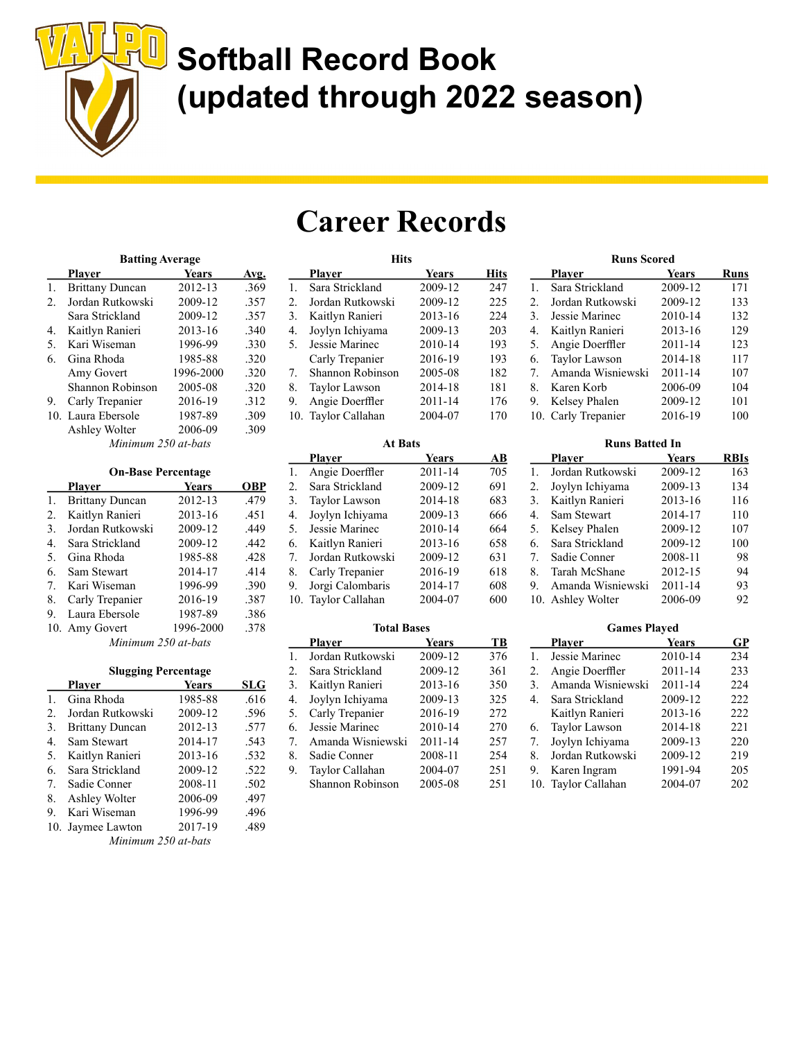# Softball Record Book (updated through 2022 season)

# Career Records

### Batting Average

| | Player | Years | Avg. |
|---|---|---|---|
| 1. | Brittany Duncan | 2012-13 | .369 |
| 2. | Jordan Rutkowski | 2009-12 | .357 |
| | Sara Strickland | 2009-12 | .357 |
| 4. | Kaitlyn Ranieri | 2013-16 | .340 |
| 5. | Kari Wiseman | 1996-99 | .330 |
| 6. | Gina Rhoda | 1985-88 | .320 |
| | Amy Govert | 1996-2000 | .320 |
| | Shannon Robinson | 2005-08 | .320 |
| 9. | Carly Trepanier | 2016-19 | .312 |
| 10. | Laura Ebersole | 1987-89 | .309 |
| | Ashley Wolter | 2006-09 | .309 |

*Minimum 250 at-bats*

### On-Base Percentage

| | Player | Years | OBP |
|---|---|---|---|
| 1. | Brittany Duncan | 2012-13 | .479 |
| 2. | Kaitlyn Ranieri | 2013-16 | .451 |
| 3. | Jordan Rutkowski | 2009-12 | .449 |
| 4. | Sara Strickland | 2009-12 | .442 |
| 5. | Gina Rhoda | 1985-88 | .428 |
| 6. | Sam Stewart | 2014-17 | .414 |
| 7. | Kari Wiseman | 1996-99 | .390 |
| 8. | Carly Trepanier | 2016-19 | .387 |
| 9. | Laura Ebersole | 1987-89 | .386 |
| 10. | Amy Govert | 1996-2000 | .378 |

*Minimum 250 at-bats*

### Slugging Percentage

| | Player | Years | SLG |
|---|---|---|---|
| 1. | Gina Rhoda | 1985-88 | .616 |
| 2. | Jordan Rutkowski | 2009-12 | .596 |
| 3. | Brittany Duncan | 2012-13 | .577 |
| 4. | Sam Stewart | 2014-17 | .543 |
| 5. | Kaitlyn Ranieri | 2013-16 | .532 |
| 6. | Sara Strickland | 2009-12 | .522 |
| 7. | Sadie Conner | 2008-11 | .502 |
| 8. | Ashley Wolter | 2006-09 | .497 |
| 9. | Kari Wiseman | 1996-99 | .496 |
| 10. | Jaymee Lawton | 2017-19 | .489 |

*Minimum 250 at-bats*

### Hits

| | Player | Years | Hits |
|---|---|---|---|
| 1. | Sara Strickland | 2009-12 | 247 |
| 2. | Jordan Rutkowski | 2009-12 | 225 |
| 3. | Kaitlyn Ranieri | 2013-16 | 224 |
| 4. | Joylyn Ichiyama | 2009-13 | 203 |
| 5. | Jessie Marinec | 2010-14 | 193 |
| | Carly Trepanier | 2016-19 | 193 |
| 7. | Shannon Robinson | 2005-08 | 182 |
| 8. | Taylor Lawson | 2014-18 | 181 |
| 9. | Angie Doerffler | 2011-14 | 176 |
| 10. | Taylor Callahan | 2004-07 | 170 |

### At Bats

| | Player | Years | AB |
|---|---|---|---|
| 1. | Angie Doerffler | 2011-14 | 705 |
| 2. | Sara Strickland | 2009-12 | 691 |
| 3. | Taylor Lawson | 2014-18 | 683 |
| 4. | Joylyn Ichiyama | 2009-13 | 666 |
| 5. | Jessie Marinec | 2010-14 | 664 |
| 6. | Kaitlyn Ranieri | 2013-16 | 658 |
| 7. | Jordan Rutkowski | 2009-12 | 631 |
| 8. | Carly Trepanier | 2016-19 | 618 |
| 9. | Jorgi Calombaris | 2014-17 | 608 |
| 10. | Taylor Callahan | 2004-07 | 600 |

### Total Bases

| | Player | Years | TB |
|---|---|---|---|
| 1. | Jordan Rutkowski | 2009-12 | 376 |
| 2. | Sara Strickland | 2009-12 | 361 |
| 3. | Kaitlyn Ranieri | 2013-16 | 350 |
| 4. | Joylyn Ichiyama | 2009-13 | 325 |
| 5. | Carly Trepanier | 2016-19 | 272 |
| 6. | Jessie Marinec | 2010-14 | 270 |
| 7. | Amanda Wisniewski | 2011-14 | 257 |
| 8. | Sadie Conner | 2008-11 | 254 |
| 9. | Taylor Callahan | 2004-07 | 251 |
| | Shannon Robinson | 2005-08 | 251 |

### Runs Scored

| | Player | Years | Runs |
|---|---|---|---|
| 1. | Sara Strickland | 2009-12 | 171 |
| 2. | Jordan Rutkowski | 2009-12 | 133 |
| 3. | Jessie Marinec | 2010-14 | 132 |
| 4. | Kaitlyn Ranieri | 2013-16 | 129 |
| 5. | Angie Doerffler | 2011-14 | 123 |
| 6. | Taylor Lawson | 2014-18 | 117 |
| 7. | Amanda Wisniewski | 2011-14 | 107 |
| 8. | Karen Korb | 2006-09 | 104 |
| 9. | Kelsey Phalen | 2009-12 | 101 |
| 10. | Carly Trepanier | 2016-19 | 100 |

### Runs Batted In

| | Player | Years | RBIs |
|---|---|---|---|
| 1. | Jordan Rutkowski | 2009-12 | 163 |
| 2. | Joylyn Ichiyama | 2009-13 | 134 |
| 3. | Kaitlyn Ranieri | 2013-16 | 116 |
| 4. | Sam Stewart | 2014-17 | 110 |
| 5. | Kelsey Phalen | 2009-12 | 107 |
| 6. | Sara Strickland | 2009-12 | 100 |
| 7. | Sadie Conner | 2008-11 | 98 |
| 8. | Tarah McShane | 2012-15 | 94 |
| 9. | Amanda Wisniewski | 2011-14 | 93 |
| 10. | Ashley Wolter | 2006-09 | 92 |

### Games Played

| | Player | Years | GP |
|---|---|---|---|
| 1. | Jessie Marinec | 2010-14 | 234 |
| 2. | Angie Doerffler | 2011-14 | 233 |
| 3. | Amanda Wisniewski | 2011-14 | 224 |
| 4. | Sara Strickland | 2009-12 | 222 |
| | Kaitlyn Ranieri | 2013-16 | 222 |
| 6. | Taylor Lawson | 2014-18 | 221 |
| 7. | Joylyn Ichiyama | 2009-13 | 220 |
| 8. | Jordan Rutkowski | 2009-12 | 219 |
| 9. | Karen Ingram | 1991-94 | 205 |
| 10. | Taylor Callahan | 2004-07 | 202 |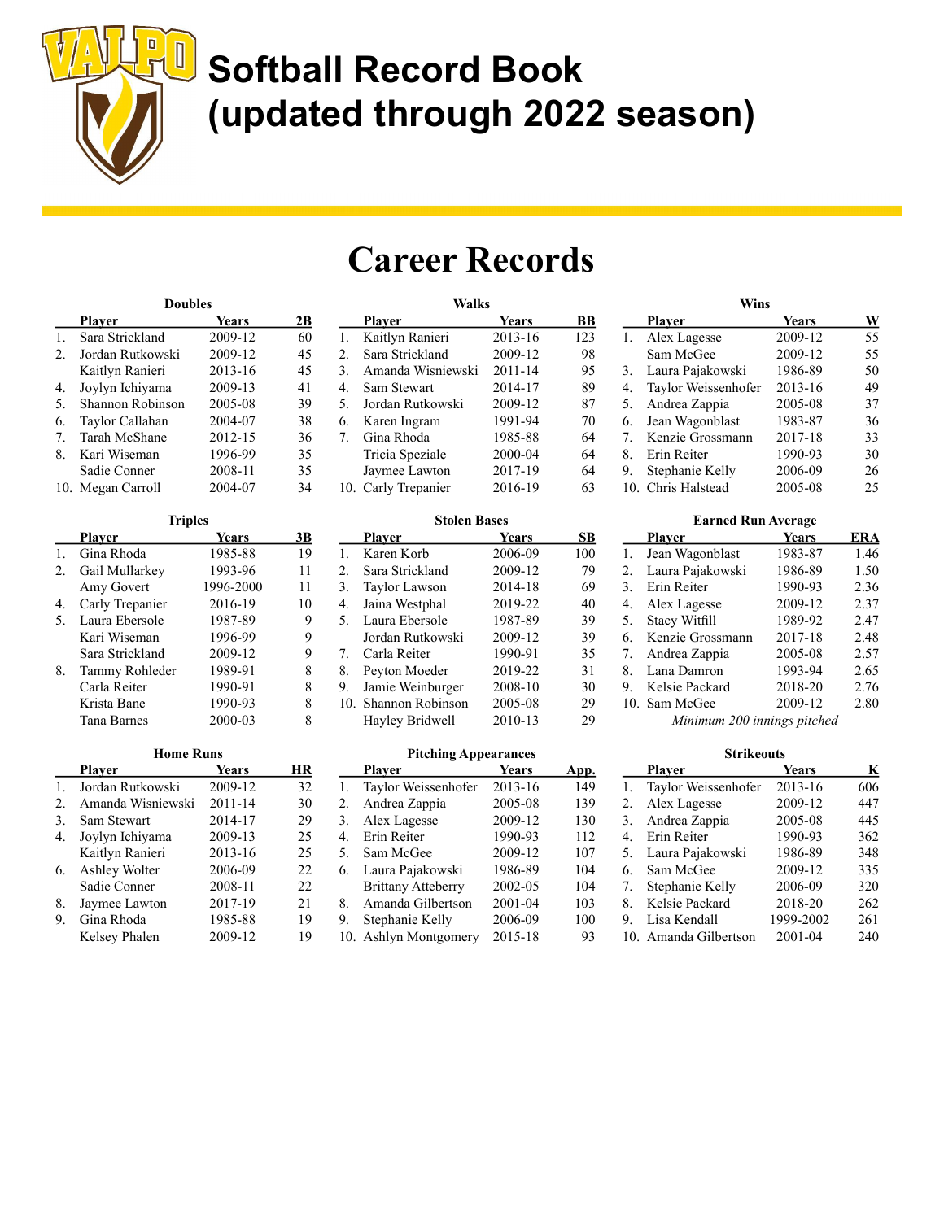# Softball Record Book (updated through 2022 season)

# Career Records

### Doubles

| | Player | Years | 2B |
|---|---|---|---|
| 1. | Sara Strickland | 2009-12 | 60 |
| 2. | Jordan Rutkowski | 2009-12 | 45 |
| | Kaitlyn Ranieri | 2013-16 | 45 |
| 4. | Joylyn Ichiyama | 2009-13 | 41 |
| 5. | Shannon Robinson | 2005-08 | 39 |
| 6. | Taylor Callahan | 2004-07 | 38 |
| 7. | Tarah McShane | 2012-15 | 36 |
| 8. | Kari Wiseman | 1996-99 | 35 |
| | Sadie Conner | 2008-11 | 35 |
| 10. | Megan Carroll | 2004-07 | 34 |

### Walks

| | Player | Years | BB |
|---|---|---|---|
| 1. | Kaitlyn Ranieri | 2013-16 | 123 |
| 2. | Sara Strickland | 2009-12 | 98 |
| 3. | Amanda Wisniewski | 2011-14 | 95 |
| 4. | Sam Stewart | 2014-17 | 89 |
| 5. | Jordan Rutkowski | 2009-12 | 87 |
| 6. | Karen Ingram | 1991-94 | 70 |
| 7. | Gina Rhoda | 1985-88 | 64 |
| | Tricia Speziale | 2000-04 | 64 |
| | Jaymee Lawton | 2017-19 | 64 |
| 10. | Carly Trepanier | 2016-19 | 63 |

### Wins

| | Player | Years | W |
|---|---|---|---|
| 1. | Alex Lagesse | 2009-12 | 55 |
| | Sam McGee | 2009-12 | 55 |
| 3. | Laura Pajakowski | 1986-89 | 50 |
| 4. | Taylor Weissenhofer | 2013-16 | 49 |
| 5. | Andrea Zappia | 2005-08 | 37 |
| 6. | Jean Wagonblast | 1983-87 | 36 |
| 7. | Kenzie Grossmann | 2017-18 | 33 |
| 8. | Erin Reiter | 1990-93 | 30 |
| 9. | Stephanie Kelly | 2006-09 | 26 |
| 10. | Chris Halstead | 2005-08 | 25 |

### Triples

| | Player | Years | 3B |
|---|---|---|---|
| 1. | Gina Rhoda | 1985-88 | 19 |
| 2. | Gail Mullarkey | 1993-96 | 11 |
| | Amy Govert | 1996-2000 | 11 |
| 4. | Carly Trepanier | 2016-19 | 10 |
| 5. | Laura Ebersole | 1987-89 | 9 |
| | Kari Wiseman | 1996-99 | 9 |
| | Sara Strickland | 2009-12 | 9 |
| 8. | Tammy Rohleder | 1989-91 | 8 |
| | Carla Reiter | 1990-91 | 8 |
| | Krista Bane | 1990-93 | 8 |
| | Tana Barnes | 2000-03 | 8 |

### Stolen Bases

| | Player | Years | SB |
|---|---|---|---|
| 1. | Karen Korb | 2006-09 | 100 |
| 2. | Sara Strickland | 2009-12 | 79 |
| 3. | Taylor Lawson | 2014-18 | 69 |
| 4. | Jaina Westphal | 2019-22 | 40 |
| 5. | Laura Ebersole | 1987-89 | 39 |
| | Jordan Rutkowski | 2009-12 | 39 |
| 7. | Carla Reiter | 1990-91 | 35 |
| 8. | Peyton Moeder | 2019-22 | 31 |
| 9. | Jamie Weinburger | 2008-10 | 30 |
| 10. | Shannon Robinson | 2005-08 | 29 |
| | Hayley Bridwell | 2010-13 | 29 |

### Earned Run Average

| | Player | Years | ERA |
|---|---|---|---|
| 1. | Jean Wagonblast | 1983-87 | 1.46 |
| 2. | Laura Pajakowski | 1986-89 | 1.50 |
| 3. | Erin Reiter | 1990-93 | 2.36 |
| 4. | Alex Lagesse | 2009-12 | 2.37 |
| 5. | Stacy Witfill | 1989-92 | 2.47 |
| 6. | Kenzie Grossmann | 2017-18 | 2.48 |
| 7. | Andrea Zappia | 2005-08 | 2.57 |
| 8. | Lana Damron | 1993-94 | 2.65 |
| 9. | Kelsie Packard | 2018-20 | 2.76 |
| 10. | Sam McGee | 2009-12 | 2.80 |

*Minimum 200 innings pitched*

### Home Runs

| | Player | Years | HR |
|---|---|---|---|
| 1. | Jordan Rutkowski | 2009-12 | 32 |
| 2. | Amanda Wisniewski | 2011-14 | 30 |
| 3. | Sam Stewart | 2014-17 | 29 |
| 4. | Joylyn Ichiyama | 2009-13 | 25 |
| | Kaitlyn Ranieri | 2013-16 | 25 |
| 6. | Ashley Wolter | 2006-09 | 22 |
| | Sadie Conner | 2008-11 | 22 |
| 8. | Jaymee Lawton | 2017-19 | 21 |
| 9. | Gina Rhoda | 1985-88 | 19 |
| | Kelsey Phalen | 2009-12 | 19 |

### Pitching Appearances

| | Player | Years | App. |
|---|---|---|---|
| 1. | Taylor Weissenhofer | 2013-16 | 149 |
| 2. | Andrea Zappia | 2005-08 | 139 |
| 3. | Alex Lagesse | 2009-12 | 130 |
| 4. | Erin Reiter | 1990-93 | 112 |
| 5. | Sam McGee | 2009-12 | 107 |
| 6. | Laura Pajakowski | 1986-89 | 104 |
| | Brittany Atteberry | 2002-05 | 104 |
| 8. | Amanda Gilbertson | 2001-04 | 103 |
| 9. | Stephanie Kelly | 2006-09 | 100 |
| 10. | Ashlyn Montgomery | 2015-18 | 93 |

### Strikeouts

| | Player | Years | K |
|---|---|---|---|
| 1. | Taylor Weissenhofer | 2013-16 | 606 |
| 2. | Alex Lagesse | 2009-12 | 447 |
| 3. | Andrea Zappia | 2005-08 | 445 |
| 4. | Erin Reiter | 1990-93 | 362 |
| 5. | Laura Pajakowski | 1986-89 | 348 |
| 6. | Sam McGee | 2009-12 | 335 |
| 7. | Stephanie Kelly | 2006-09 | 320 |
| 8. | Kelsie Packard | 2018-20 | 262 |
| 9. | Lisa Kendall | 1999-2002 | 261 |
| 10. | Amanda Gilbertson | 2001-04 | 240 |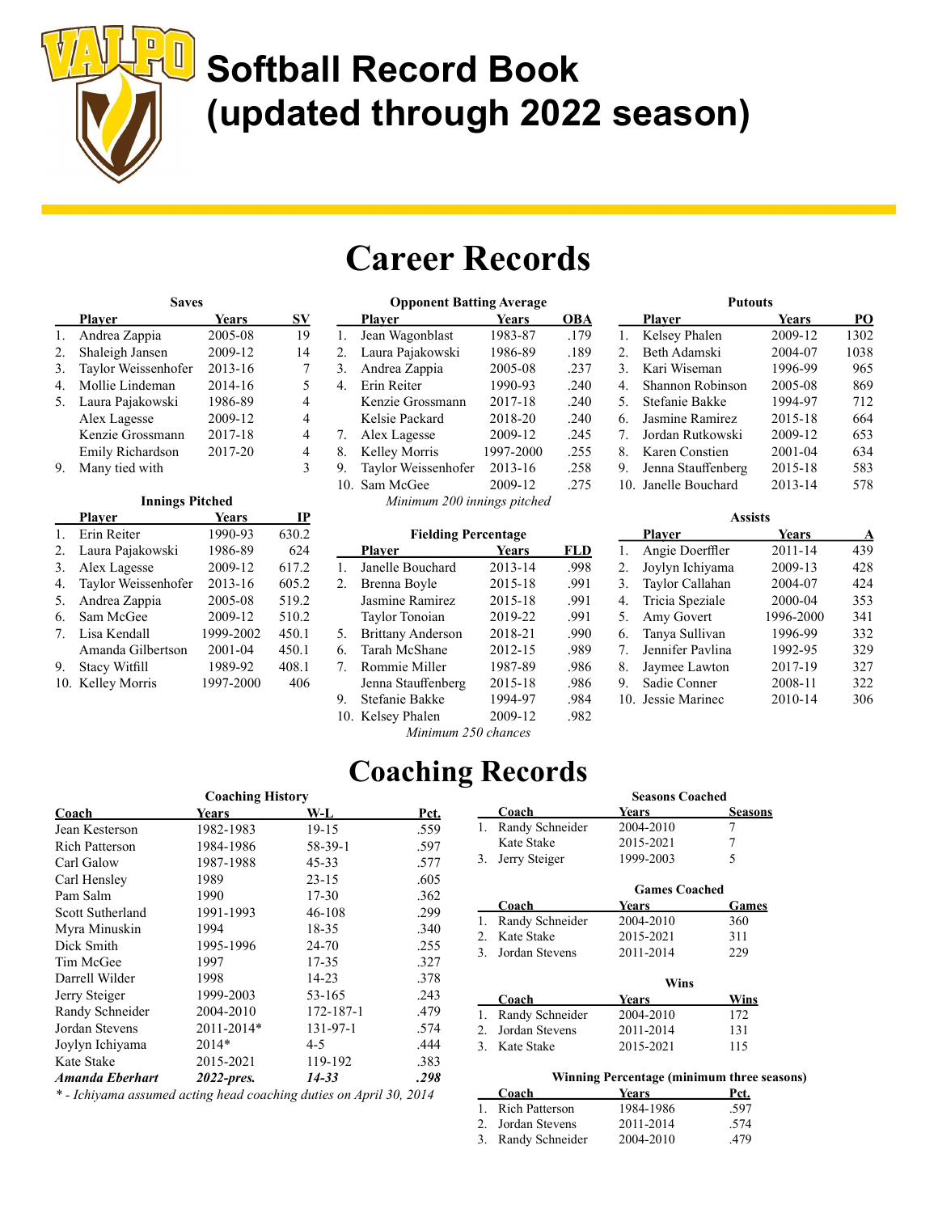# Softball Record Book (updated through 2022 season)

## Career Records

**Saves**

| | Player | Years | SV |
|---|---|---|---|
| 1. | Andrea Zappia | 2005-08 | 19 |
| 2. | Shaleigh Jansen | 2009-12 | 14 |
| 3. | Taylor Weissenhofer | 2013-16 | 7 |
| 4. | Mollie Lindeman | 2014-16 | 5 |
| 5. | Laura Pajakowski | 1986-89 | 4 |
| | Alex Lagesse | 2009-12 | 4 |
| | Kenzie Grossmann | 2017-18 | 4 |
| | Emily Richardson | 2017-20 | 4 |
| 9. | Many tied with | | 3 |

**Innings Pitched**

| | Player | Years | IP |
|---|---|---|---|
| 1. | Erin Reiter | 1990-93 | 630.2 |
| 2. | Laura Pajakowski | 1986-89 | 624 |
| 3. | Alex Lagesse | 2009-12 | 617.2 |
| 4. | Taylor Weissenhofer | 2013-16 | 605.2 |
| 5. | Andrea Zappia | 2005-08 | 519.2 |
| 6. | Sam McGee | 2009-12 | 510.2 |
| 7. | Lisa Kendall | 1999-2002 | 450.1 |
| | Amanda Gilbertson | 2001-04 | 450.1 |
| 9. | Stacy Witfill | 1989-92 | 408.1 |
| 10. | Kelley Morris | 1997-2000 | 406 |

**Opponent Batting Average**

| | Player | Years | OBA |
|---|---|---|---|
| 1. | Jean Wagonblast | 1983-87 | .179 |
| 2. | Laura Pajakowski | 1986-89 | .189 |
| 3. | Andrea Zappia | 2005-08 | .237 |
| 4. | Erin Reiter | 1990-93 | .240 |
| | Kenzie Grossmann | 2017-18 | .240 |
| | Kelsie Packard | 2018-20 | .240 |
| 7. | Alex Lagesse | 2009-12 | .245 |
| 8. | Kelley Morris | 1997-2000 | .255 |
| 9. | Taylor Weissenhofer | 2013-16 | .258 |
| 10. | Sam McGee | 2009-12 | .275 |

*Minimum 200 innings pitched*

**Fielding Percentage**

| | Player | Years | FLD |
|---|---|---|---|
| 1. | Janelle Bouchard | 2013-14 | .998 |
| 2. | Brenna Boyle | 2015-18 | .991 |
| | Jasmine Ramirez | 2015-18 | .991 |
| | Taylor Tonoian | 2019-22 | .991 |
| 5. | Brittany Anderson | 2018-21 | .990 |
| 6. | Tarah McShane | 2012-15 | .989 |
| 7. | Rommie Miller | 1987-89 | .986 |
| | Jenna Stauffenberg | 2015-18 | .986 |
| 9. | Stefanie Bakke | 1994-97 | .984 |
| 10. | Kelsey Phalen | 2009-12 | .982 |

*Minimum 250 chances*

**Putouts**

| | Player | Years | PO |
|---|---|---|---|
| 1. | Kelsey Phalen | 2009-12 | 1302 |
| 2. | Beth Adamski | 2004-07 | 1038 |
| 3. | Kari Wiseman | 1996-99 | 965 |
| 4. | Shannon Robinson | 2005-08 | 869 |
| 5. | Stefanie Bakke | 1994-97 | 712 |
| 6. | Jasmine Ramirez | 2015-18 | 664 |
| 7. | Jordan Rutkowski | 2009-12 | 653 |
| 8. | Karen Constien | 2001-04 | 634 |
| 9. | Jenna Stauffenberg | 2015-18 | 583 |
| 10. | Janelle Bouchard | 2013-14 | 578 |

**Assists**

| | Player | Years | A |
|---|---|---|---|
| 1. | Angie Doerffler | 2011-14 | 439 |
| 2. | Joylyn Ichiyama | 2009-13 | 428 |
| 3. | Taylor Callahan | 2004-07 | 424 |
| 4. | Tricia Speziale | 2000-04 | 353 |
| 5. | Amy Govert | 1996-2000 | 341 |
| 6. | Tanya Sullivan | 1996-99 | 332 |
| 7. | Jennifer Pavlina | 1992-95 | 329 |
| 8. | Jaymee Lawton | 2017-19 | 327 |
| 9. | Sadie Conner | 2008-11 | 322 |
| 10. | Jessie Marinec | 2010-14 | 306 |

## Coaching Records

**Coaching History**

| Coach | Years | W-L | Pct. |
|---|---|---|---|
| Jean Kesterson | 1982-1983 | 19-15 | .559 |
| Rich Patterson | 1984-1986 | 58-39-1 | .597 |
| Carl Galow | 1987-1988 | 45-33 | .577 |
| Carl Hensley | 1989 | 23-15 | .605 |
| Pam Salm | 1990 | 17-30 | .362 |
| Scott Sutherland | 1991-1993 | 46-108 | .299 |
| Myra Minuskin | 1994 | 18-35 | .340 |
| Dick Smith | 1995-1996 | 24-70 | .255 |
| Tim McGee | 1997 | 17-35 | .327 |
| Darrell Wilder | 1998 | 14-23 | .378 |
| Jerry Steiger | 1999-2003 | 53-165 | .243 |
| Randy Schneider | 2004-2010 | 172-187-1 | .479 |
| Jordan Stevens | 2011-2014* | 131-97-1 | .574 |
| Joylyn Ichiyama | 2014* | 4-5 | .444 |
| Kate Stake | 2015-2021 | 119-192 | .383 |
| ***Amanda Eberhart*** | ***2022-pres.*** | ***14-33*** | ***.298*** |

*\* - Ichiyama assumed acting head coaching duties on April 30, 2014*

**Seasons Coached**

| | Coach | Years | Seasons |
|---|---|---|---|
| 1. | Randy Schneider | 2004-2010 | 7 |
| | Kate Stake | 2015-2021 | 7 |
| 3. | Jerry Steiger | 1999-2003 | 5 |

**Games Coached**

| | Coach | Years | Games |
|---|---|---|---|
| 1. | Randy Schneider | 2004-2010 | 360 |
| 2. | Kate Stake | 2015-2021 | 311 |
| 3. | Jordan Stevens | 2011-2014 | 229 |

**Wins**

| | Coach | Years | Wins |
|---|---|---|---|
| 1. | Randy Schneider | 2004-2010 | 172 |
| 2. | Jordan Stevens | 2011-2014 | 131 |
| 3. | Kate Stake | 2015-2021 | 115 |

**Winning Percentage (minimum three seasons)**

| | Coach | Years | Pct. |
|---|---|---|---|
| 1. | Rich Patterson | 1984-1986 | .597 |
| 2. | Jordan Stevens | 2011-2014 | .574 |
| 3. | Randy Schneider | 2004-2010 | .479 |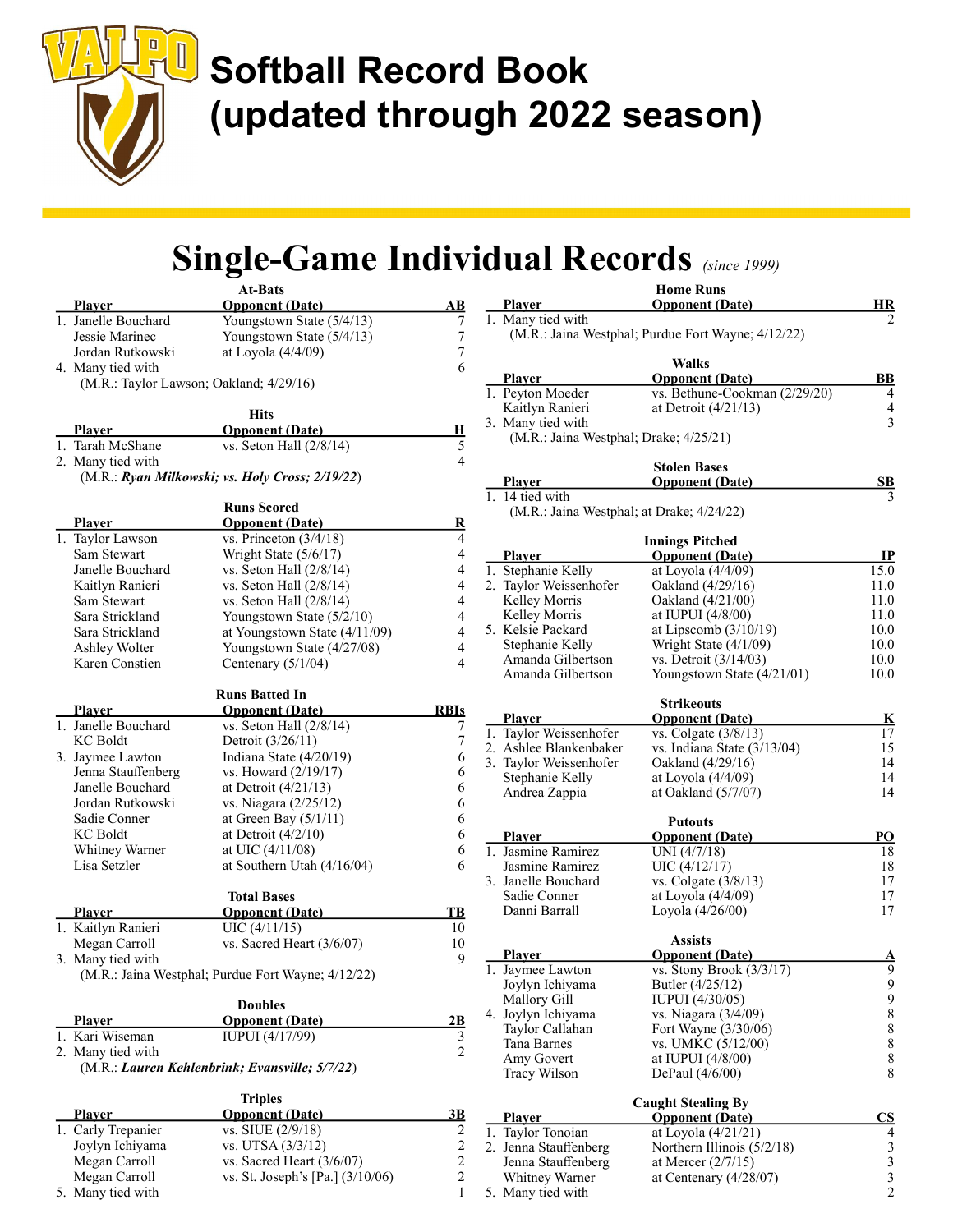# Softball Record Book (updated through 2022 season)

# Single-Game Individual Records *(since 1999)*

### At-Bats

| | Player | Opponent (Date) | AB |
|---|---|---|---|
| 1. | Janelle Bouchard | Youngstown State (5/4/13) | 7 |
| | Jessie Marinec | Youngstown State (5/4/13) | 7 |
| | Jordan Rutkowski | at Loyola (4/4/09) | 7 |
| 4. | Many tied with | | 6 |
| | (M.R.: Taylor Lawson; Oakland; 4/29/16) | | |

### Hits

| | Player | Opponent (Date) | H |
|---|---|---|---|
| 1. | Tarah McShane | vs. Seton Hall (2/8/14) | 5 |
| 2. | Many tied with | | 4 |
| | (M.R.: ***Ryan Milkowski; vs. Holy Cross; 2/19/22***) | | |

### Runs Scored

| | Player | Opponent (Date) | R |
|---|---|---|---|
| 1. | Taylor Lawson | vs. Princeton (3/4/18) | 4 |
| | Sam Stewart | Wright State (5/6/17) | 4 |
| | Janelle Bouchard | vs. Seton Hall (2/8/14) | 4 |
| | Kaitlyn Ranieri | vs. Seton Hall (2/8/14) | 4 |
| | Sam Stewart | vs. Seton Hall (2/8/14) | 4 |
| | Sara Strickland | Youngstown State (5/2/10) | 4 |
| | Sara Strickland | at Youngstown State (4/11/09) | 4 |
| | Ashley Wolter | Youngstown State (4/27/08) | 4 |
| | Karen Constien | Centenary (5/1/04) | 4 |

### Runs Batted In

| | Player | Opponent (Date) | RBIs |
|---|---|---|---|
| 1. | Janelle Bouchard | vs. Seton Hall (2/8/14) | 7 |
| | KC Boldt | Detroit (3/26/11) | 7 |
| 3. | Jaymee Lawton | Indiana State (4/20/19) | 6 |
| | Jenna Stauffenberg | vs. Howard (2/19/17) | 6 |
| | Janelle Bouchard | at Detroit (4/21/13) | 6 |
| | Jordan Rutkowski | vs. Niagara (2/25/12) | 6 |
| | Sadie Conner | at Green Bay (5/1/11) | 6 |
| | KC Boldt | at Detroit (4/2/10) | 6 |
| | Whitney Warner | at UIC (4/11/08) | 6 |
| | Lisa Setzler | at Southern Utah (4/16/04) | 6 |

### Total Bases

| | Player | Opponent (Date) | TB |
|---|---|---|---|
| 1. | Kaitlyn Ranieri | UIC (4/11/15) | 10 |
| | Megan Carroll | vs. Sacred Heart (3/6/07) | 10 |
| 3. | Many tied with | | 9 |
| | (M.R.: Jaina Westphal; Purdue Fort Wayne; 4/12/22) | | |

### Doubles

| | Player | Opponent (Date) | 2B |
|---|---|---|---|
| 1. | Kari Wiseman | IUPUI (4/17/99) | 3 |
| 2. | Many tied with | | 2 |
| | (M.R.: ***Lauren Kehlenbrink; Evansville; 5/7/22***) | | |

### Triples

| | Player | Opponent (Date) | 3B |
|---|---|---|---|
| 1. | Carly Trepanier | vs. SIUE (2/9/18) | 2 |
| | Joylyn Ichiyama | vs. UTSA (3/3/12) | 2 |
| | Megan Carroll | vs. Sacred Heart (3/6/07) | 2 |
| | Megan Carroll | vs. St. Joseph's [Pa.] (3/10/06) | 2 |
| 5. | Many tied with | | 1 |

### Home Runs

| | Player | Opponent (Date) | HR |
|---|---|---|---|
| 1. | Many tied with | | 2 |
| | (M.R.: Jaina Westphal; Purdue Fort Wayne; 4/12/22) | | |

### Walks

| | Player | Opponent (Date) | BB |
|---|---|---|---|
| 1. | Peyton Moeder | vs. Bethune-Cookman (2/29/20) | 4 |
| | Kaitlyn Ranieri | at Detroit (4/21/13) | 4 |
| 3. | Many tied with | | 3 |
| | (M.R.: Jaina Westphal; Drake; 4/25/21) | | |

### Stolen Bases

| | Player | Opponent (Date) | SB |
|---|---|---|---|
| 1. | 14 tied with | | 3 |
| | (M.R.: Jaina Westphal; at Drake; 4/24/22) | | |

### Innings Pitched

| | Player | Opponent (Date) | IP |
|---|---|---|---|
| 1. | Stephanie Kelly | at Loyola (4/4/09) | 15.0 |
| 2. | Taylor Weissenhofer | Oakland (4/29/16) | 11.0 |
| | Kelley Morris | Oakland (4/21/00) | 11.0 |
| | Kelley Morris | at IUPUI (4/8/00) | 11.0 |
| 5. | Kelsie Packard | at Lipscomb (3/10/19) | 10.0 |
| | Stephanie Kelly | Wright State (4/1/09) | 10.0 |
| | Amanda Gilbertson | vs. Detroit (3/14/03) | 10.0 |
| | Amanda Gilbertson | Youngstown State (4/21/01) | 10.0 |

### Strikeouts

| | Player | Opponent (Date) | K |
|---|---|---|---|
| 1. | Taylor Weissenhofer | vs. Colgate (3/8/13) | 17 |
| 2. | Ashlee Blankenbaker | vs. Indiana State (3/13/04) | 15 |
| 3. | Taylor Weissenhofer | Oakland (4/29/16) | 14 |
| | Stephanie Kelly | at Loyola (4/4/09) | 14 |
| | Andrea Zappia | at Oakland (5/7/07) | 14 |

### Putouts

| | Player | Opponent (Date) | PO |
|---|---|---|---|
| 1. | Jasmine Ramirez | UNI (4/7/18) | 18 |
| | Jasmine Ramirez | UIC (4/12/17) | 18 |
| 3. | Janelle Bouchard | vs. Colgate (3/8/13) | 17 |
| | Sadie Conner | at Loyola (4/4/09) | 17 |
| | Danni Barrall | Loyola (4/26/00) | 17 |

### Assists

| | Player | Opponent (Date) | A |
|---|---|---|---|
| 1. | Jaymee Lawton | vs. Stony Brook (3/3/17) | 9 |
| | Joylyn Ichiyama | Butler (4/25/12) | 9 |
| | Mallory Gill | IUPUI (4/30/05) | 9 |
| 4. | Joylyn Ichiyama | vs. Niagara (3/4/09) | 8 |
| | Taylor Callahan | Fort Wayne (3/30/06) | 8 |
| | Tana Barnes | vs. UMKC (5/12/00) | 8 |
| | Amy Govert | at IUPUI (4/8/00) | 8 |
| | Tracy Wilson | DePaul (4/6/00) | 8 |

### Caught Stealing By

| | Player | Opponent (Date) | CS |
|---|---|---|---|
| 1. | Taylor Tonoian | at Loyola (4/21/21) | 4 |
| 2. | Jenna Stauffenberg | Northern Illinois (5/2/18) | 3 |
| | Jenna Stauffenberg | at Mercer (2/7/15) | 3 |
| | Whitney Warner | at Centenary (4/28/07) | 3 |
| 5. | Many tied with | | 2 |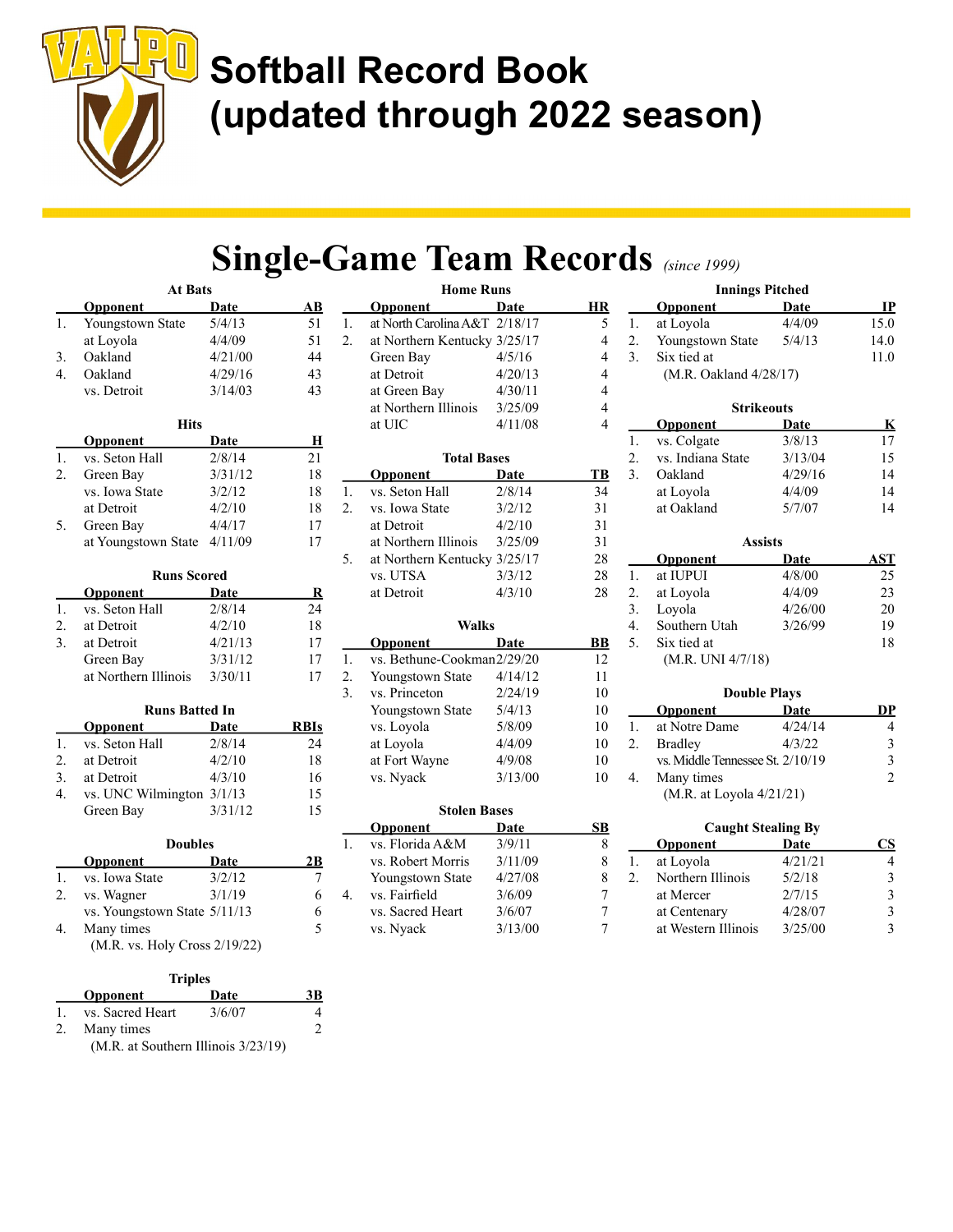# Softball Record Book (updated through 2022 season)

## Single-Game Team Records *(since 1999)*

### At Bats

| | Opponent | Date | AB |
|---|---|---|---|
| 1. | Youngstown State | 5/4/13 | 51 |
| | at Loyola | 4/4/09 | 51 |
| 3. | Oakland | 4/21/00 | 44 |
| 4. | Oakland | 4/29/16 | 43 |
| | vs. Detroit | 3/14/03 | 43 |

### Hits

| | Opponent | Date | H |
|---|---|---|---|
| 1. | vs. Seton Hall | 2/8/14 | 21 |
| 2. | Green Bay | 3/31/12 | 18 |
| | vs. Iowa State | 3/2/12 | 18 |
| | at Detroit | 4/2/10 | 18 |
| 5. | Green Bay | 4/4/17 | 17 |
| | at Youngstown State | 4/11/09 | 17 |

### Runs Scored

| | Opponent | Date | R |
|---|---|---|---|
| 1. | vs. Seton Hall | 2/8/14 | 24 |
| 2. | at Detroit | 4/2/10 | 18 |
| 3. | at Detroit | 4/21/13 | 17 |
| | Green Bay | 3/31/12 | 17 |
| | at Northern Illinois | 3/30/11 | 17 |

### Runs Batted In

| | Opponent | Date | RBIs |
|---|---|---|---|
| 1. | vs. Seton Hall | 2/8/14 | 24 |
| 2. | at Detroit | 4/2/10 | 18 |
| 3. | at Detroit | 4/3/10 | 16 |
| 4. | vs. UNC Wilmington | 3/1/13 | 15 |
| | Green Bay | 3/31/12 | 15 |

### Doubles

| | Opponent | Date | 2B |
|---|---|---|---|
| 1. | vs. Iowa State | 3/2/12 | 7 |
| 2. | vs. Wagner | 3/1/19 | 6 |
| | vs. Youngstown State | 5/11/13 | 6 |
| 4. | Many times | | 5 |
| | (M.R. vs. Holy Cross 2/19/22) | | |

### Triples

| | Opponent | Date | 3B |
|---|---|---|---|
| 1. | vs. Sacred Heart | 3/6/07 | 4 |
| 2. | Many times | | 2 |
| | (M.R. at Southern Illinois 3/23/19) | | |

### Home Runs

| | Opponent | Date | HR |
|---|---|---|---|
| 1. | at North Carolina A&T | 2/18/17 | 5 |
| 2. | at Northern Kentucky | 3/25/17 | 4 |
| | Green Bay | 4/5/16 | 4 |
| | at Detroit | 4/20/13 | 4 |
| | at Green Bay | 4/30/11 | 4 |
| | at Northern Illinois | 3/25/09 | 4 |
| | at UIC | 4/11/08 | 4 |

### Total Bases

| | Opponent | Date | TB |
|---|---|---|---|
| 1. | vs. Seton Hall | 2/8/14 | 34 |
| 2. | vs. Iowa State | 3/2/12 | 31 |
| | at Detroit | 4/2/10 | 31 |
| | at Northern Illinois | 3/25/09 | 31 |
| 5. | at Northern Kentucky | 3/25/17 | 28 |
| | vs. UTSA | 3/3/12 | 28 |
| | at Detroit | 4/3/10 | 28 |

### Walks

| | Opponent | Date | BB |
|---|---|---|---|
| 1. | vs. Bethune-Cookman | 2/29/20 | 12 |
| 2. | Youngstown State | 4/14/12 | 11 |
| 3. | vs. Princeton | 2/24/19 | 10 |
| | Youngstown State | 5/4/13 | 10 |
| | vs. Loyola | 5/8/09 | 10 |
| | at Loyola | 4/4/09 | 10 |
| | at Fort Wayne | 4/9/08 | 10 |
| | vs. Nyack | 3/13/00 | 10 |

### Stolen Bases

| | Opponent | Date | SB |
|---|---|---|---|
| 1. | vs. Florida A&M | 3/9/11 | 8 |
| | vs. Robert Morris | 3/11/09 | 8 |
| | Youngstown State | 4/27/08 | 8 |
| 4. | vs. Fairfield | 3/6/09 | 7 |
| | vs. Sacred Heart | 3/6/07 | 7 |
| | vs. Nyack | 3/13/00 | 7 |

### Innings Pitched

| | Opponent | Date | IP |
|---|---|---|---|
| 1. | at Loyola | 4/4/09 | 15.0 |
| 2. | Youngstown State | 5/4/13 | 14.0 |
| 3. | Six tied at | | 11.0 |
| | (M.R. Oakland 4/28/17) | | |

### Strikeouts

| | Opponent | Date | K |
|---|---|---|---|
| 1. | vs. Colgate | 3/8/13 | 17 |
| 2. | vs. Indiana State | 3/13/04 | 15 |
| 3. | Oakland | 4/29/16 | 14 |
| | at Loyola | 4/4/09 | 14 |
| | at Oakland | 5/7/07 | 14 |

### Assists

| | Opponent | Date | AST |
|---|---|---|---|
| 1. | at IUPUI | 4/8/00 | 25 |
| 2. | at Loyola | 4/4/09 | 23 |
| 3. | Loyola | 4/26/00 | 20 |
| 4. | Southern Utah | 3/26/99 | 19 |
| 5. | Six tied at | | 18 |
| | (M.R. UNI 4/7/18) | | |

### Double Plays

| | Opponent | Date | DP |
|---|---|---|---|
| 1. | at Notre Dame | 4/24/14 | 4 |
| 2. | Bradley | 4/3/22 | 3 |
| | vs. Middle Tennessee St. | 2/10/19 | 3 |
| 4. | Many times | | 2 |
| | (M.R. at Loyola 4/21/21) | | |

### Caught Stealing By

| | Opponent | Date | CS |
|---|---|---|---|
| 1. | at Loyola | 4/21/21 | 4 |
| 2. | Northern Illinois | 5/2/18 | 3 |
| | at Mercer | 2/7/15 | 3 |
| | at Centenary | 4/28/07 | 3 |
| | at Western Illinois | 3/25/00 | 3 |